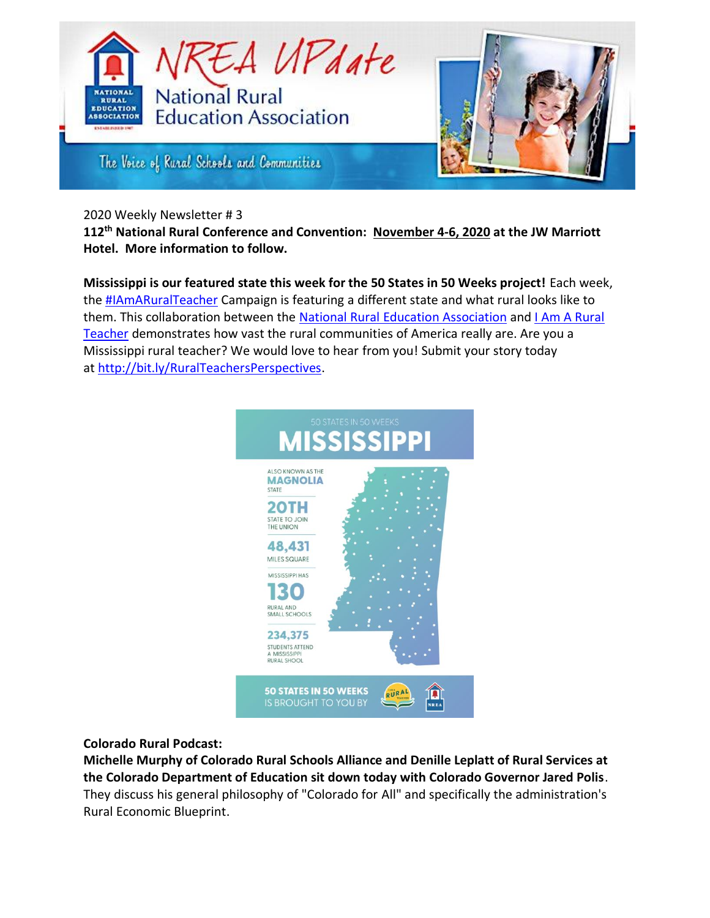# NREA UPdate

National Rural Education Association

The Voice of Rural Schools and Communities

2020 Weekly Newsletter # 3

**112th National Rural Conference and Convention: November 4-6, 2020 at the JW Marriott Hotel. More information to follow.**

**Mississippi is our featured state this week for the 50 States in 50 Weeks project!** Each week, the #IAmARuralTeacher Campaign is featuring a different state and what rural looks like to them. This collaboration between the National Rural Education Association and I Am A Rural Teacher demonstrates how vast the rural communities of America really are. Are you a Mississippi rural teacher? We would love to hear from you! Submit your story today at http://bit.ly/RuralTeachersPerspectives.

50 STATES IN 50 WEEKS

MISSISSIPPI

ALSO KNOWN AS THE MAGNOLIA STATE

20TH STATE TO JOIN THE UNION

48,431 MILES SQUARE

MISSISSIPPI HAS 130 RURAL AND SMALL SCHOOLS

234,375 STUDENTS ATTEND A MISSISSIPPI RURAL SHOOL

50 STATES IN 50 WEEKS IS BROUGHT TO YOU BY

**Colorado Rural Podcast:**

**Michelle Murphy of Colorado Rural Schools Alliance and Denille Leplatt of Rural Services at the Colorado Department of Education sit down today with Colorado Governor Jared Polis**. They discuss his general philosophy of "Colorado for All" and specifically the administration's Rural Economic Blueprint.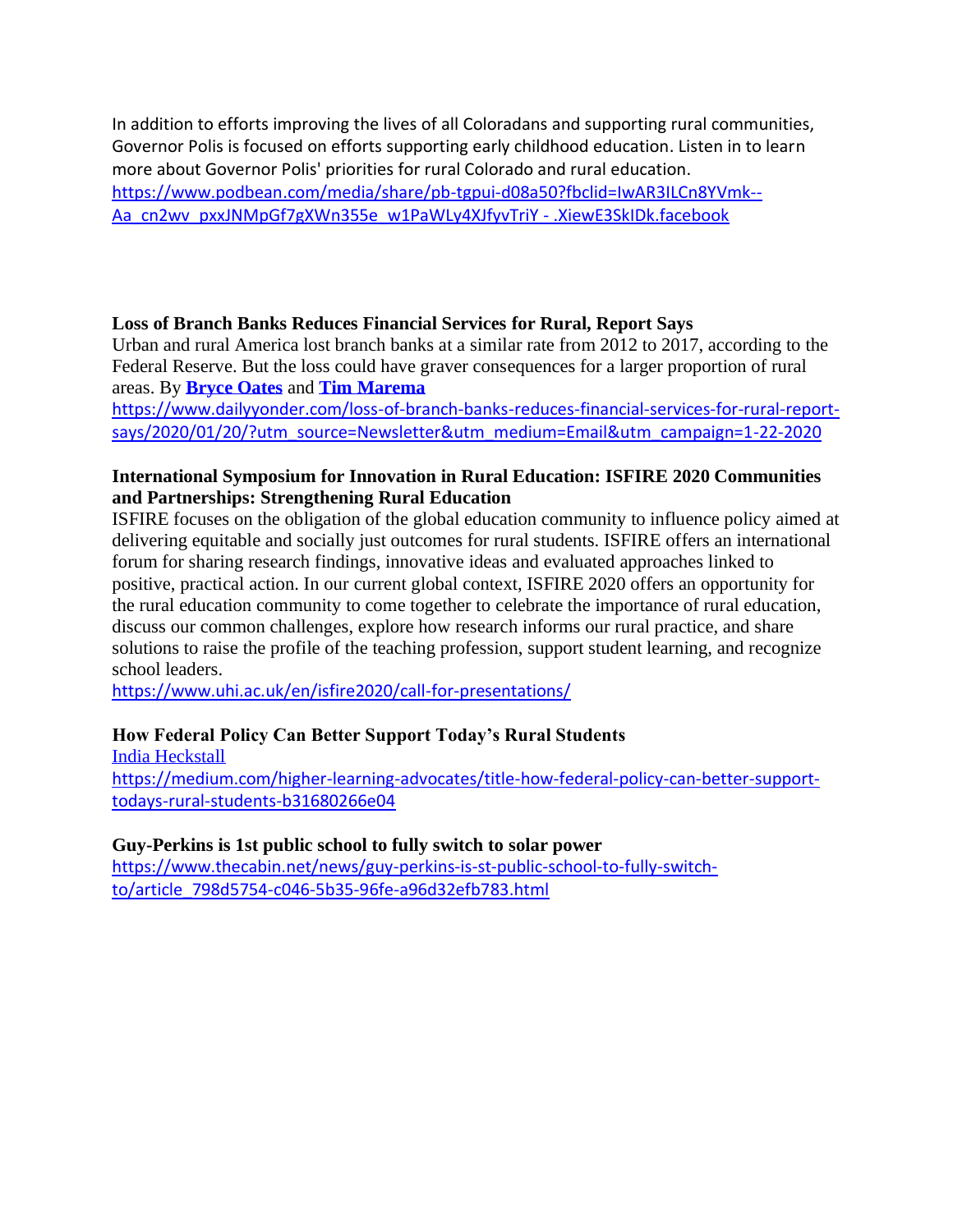In addition to efforts improving the lives of all Coloradans and supporting rural communities, Governor Polis is focused on efforts supporting early childhood education. Listen in to learn more about Governor Polis' priorities for rural Colorado and rural education.
https://www.podbean.com/media/share/pb-tgpui-d08a50?fbclid=IwAR3ILCn8YVmk--Aa_cn2wv_pxxJNMpGf7gXWn355e_w1PaWLy4XJfyvTriY - .XiewE3SkIDk.facebook

**Loss of Branch Banks Reduces Financial Services for Rural, Report Says**
Urban and rural America lost branch banks at a similar rate from 2012 to 2017, according to the Federal Reserve. But the loss could have graver consequences for a larger proportion of rural areas. By **Bryce Oates** and **Tim Marema**
https://www.dailyyonder.com/loss-of-branch-banks-reduces-financial-services-for-rural-report-says/2020/01/20/?utm_source=Newsletter&utm_medium=Email&utm_campaign=1-22-2020

**International Symposium for Innovation in Rural Education: ISFIRE 2020 Communities and Partnerships: Strengthening Rural Education**
ISFIRE focuses on the obligation of the global education community to influence policy aimed at delivering equitable and socially just outcomes for rural students. ISFIRE offers an international forum for sharing research findings, innovative ideas and evaluated approaches linked to positive, practical action. In our current global context, ISFIRE 2020 offers an opportunity for the rural education community to come together to celebrate the importance of rural education, discuss our common challenges, explore how research informs our rural practice, and share solutions to raise the profile of the teaching profession, support student learning, and recognize school leaders.
https://www.uhi.ac.uk/en/isfire2020/call-for-presentations/

**How Federal Policy Can Better Support Today's Rural Students**
India Heckstall
https://medium.com/higher-learning-advocates/title-how-federal-policy-can-better-support-todays-rural-students-b31680266e04

**Guy-Perkins is 1st public school to fully switch to solar power**
https://www.thecabin.net/news/guy-perkins-is-st-public-school-to-fully-switch-to/article_798d5754-c046-5b35-96fe-a96d32efb783.html